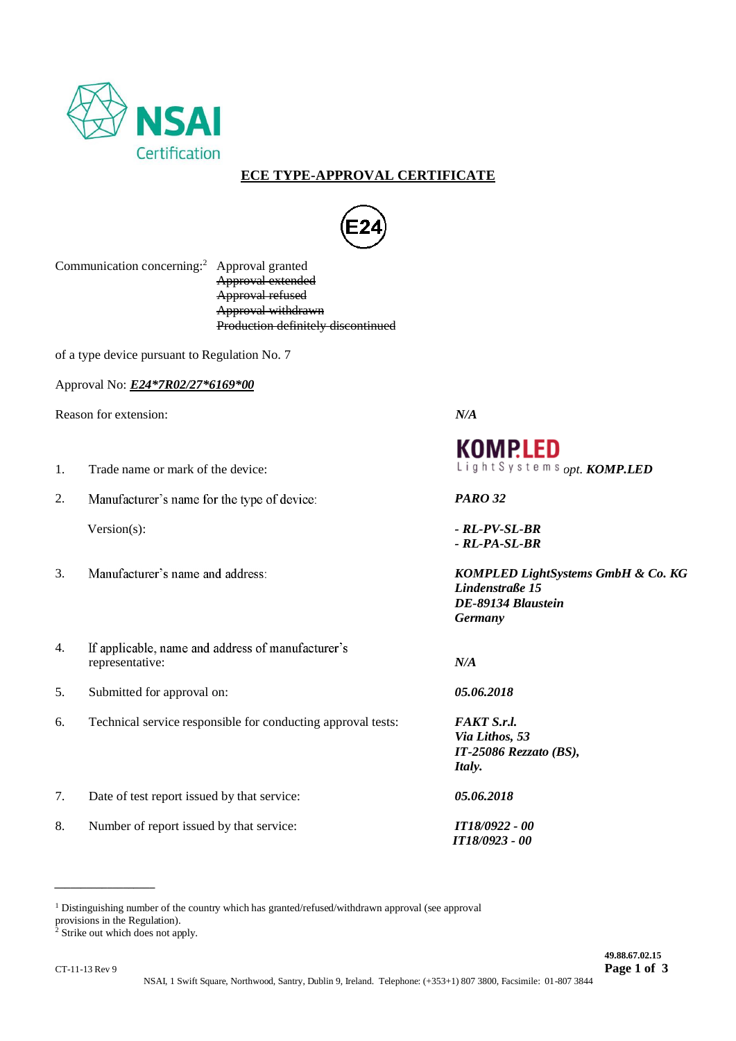NSAI Certification

# ECE TYPE-APPROVAL CERTIFICATE

E24

Communication concerning:[2] Approval granted
~~Approval extended~~
~~Approval refused~~
~~Approval withdrawn~~
~~Production definitely discontinued~~

of a type device pursuant to Regulation No. 7

Approval No: ***E24*7R02/27*6169*00***

Reason for extension: ***N/A***

1. Trade name or mark of the device: KOMP.LED LightSystems *opt.* ***KOMP.LED***

2. Manufacturer's name for the type of device: ***PARO 32***

   Version(s):
   ***- RL-PV-SL-BR***
   ***- RL-PA-SL-BR***

3. Manufacturer's name and address:
   ***KOMPLED LightSystems GmbH & Co. KG***
   ***Lindenstraße 15***
   ***DE-89134 Blaustein***
   ***Germany***

4. If applicable, name and address of manufacturer's representative: ***N/A***

5. Submitted for approval on: ***05.06.2018***

6. Technical service responsible for conducting approval tests:
   ***FAKT S.r.l.***
   ***Via Lithos, 53***
   ***IT-25086 Rezzato (BS),***
   ***Italy.***

7. Date of test report issued by that service: ***05.06.2018***

8. Number of report issued by that service:
   ***IT18/0922 - 00***
   ***IT18/0923 - 00***

---

[1] Distinguishing number of the country which has granted/refused/withdrawn approval (see approval provisions in the Regulation).
[2] Strike out which does not apply.

CT-11-13 Rev 9

49.88.67.02.15

NSAI, 1 Swift Square, Northwood, Santry, Dublin 9, Ireland. Telephone: (+353+1) 807 3800, Facsimile: 01-807 3844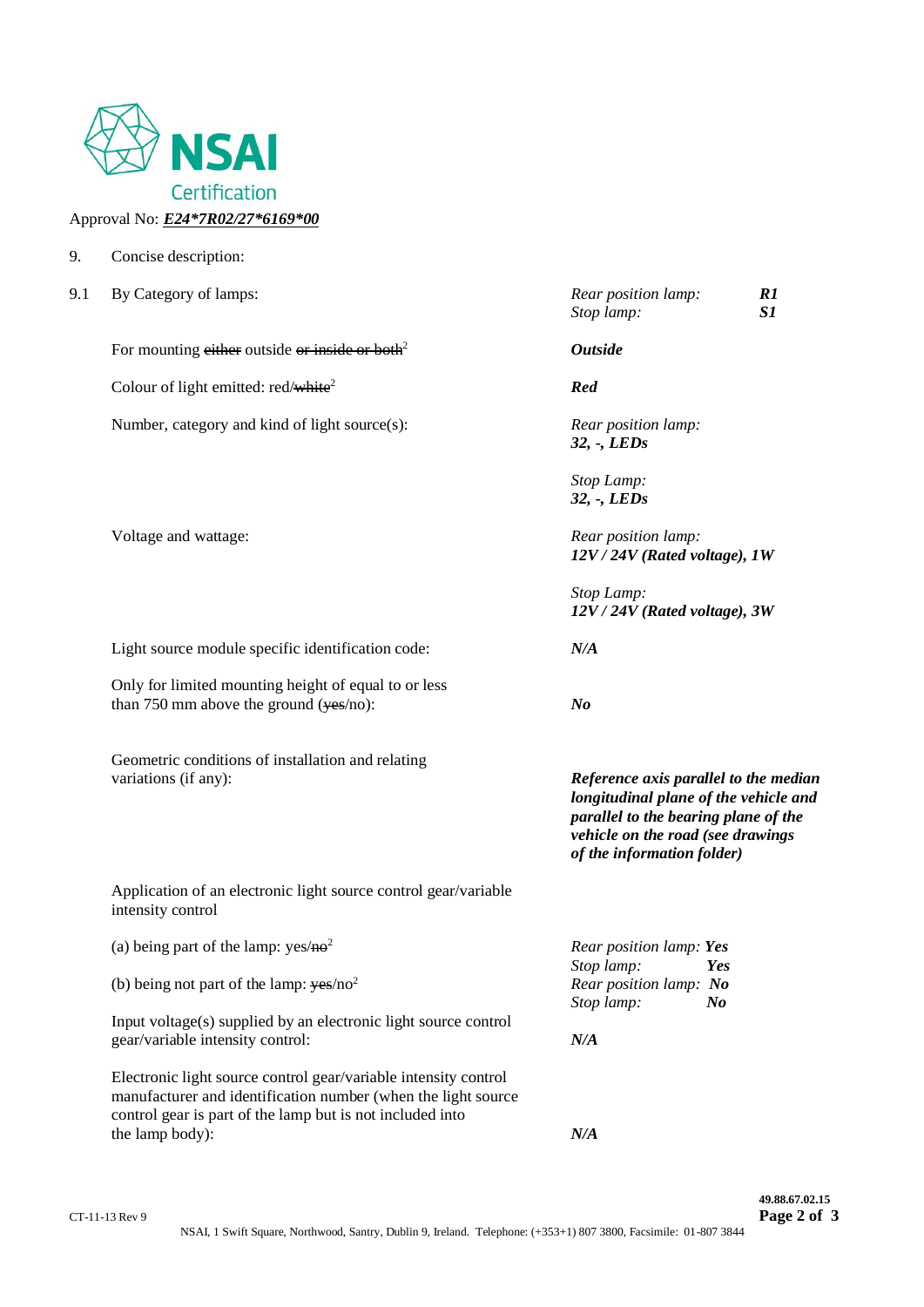NSAI Certification

Approval No: ***E24*7R02/27*6169*00***

9. Concise description:

| | | |
|---|---|---|
| 9.1 | By Category of lamps: | *Rear position lamp:* ***R1***<br>*Stop lamp:* ***S1*** |
| | For mounting ~~either~~ outside ~~or inside or both~~[2] | ***Outside*** |
| | Colour of light emitted: red/~~white~~[2] | ***Red*** |
| | Number, category and kind of light source(s): | *Rear position lamp:*<br>***32, -, LEDs***<br><br>*Stop Lamp:*<br>***32, -, LEDs*** |
| | Voltage and wattage: | *Rear position lamp:*<br>***12V / 24V (Rated voltage), 1W***<br><br>*Stop Lamp:*<br>***12V / 24V (Rated voltage), 3W*** |
| | Light source module specific identification code: | ***N/A*** |
| | Only for limited mounting height of equal to or less than 750 mm above the ground (~~yes~~/no): | ***No*** |
| | Geometric conditions of installation and relating variations (if any): | ***Reference axis parallel to the median longitudinal plane of the vehicle and parallel to the bearing plane of the vehicle on the road (see drawings of the information folder)*** |
| | Application of an electronic light source control gear/variable intensity control | |
| | (a) being part of the lamp: yes/~~no~~[2] | *Rear position lamp:* ***Yes***<br>*Stop lamp:* ***Yes*** |
| | (b) being not part of the lamp: ~~yes~~/no[2] | *Rear position lamp:* ***No***<br>*Stop lamp:* ***No*** |
| | Input voltage(s) supplied by an electronic light source control gear/variable intensity control: | ***N/A*** |
| | Electronic light source control gear/variable intensity control manufacturer and identification number (when the light source control gear is part of the lamp but is not included into the lamp body): | ***N/A*** |

CT-11-13 Rev 9

49.88.67.02.15

NSAI, 1 Swift Square, Northwood, Santry, Dublin 9, Ireland. Telephone: (+353+1) 807 3800, Facsimile: 01-807 3844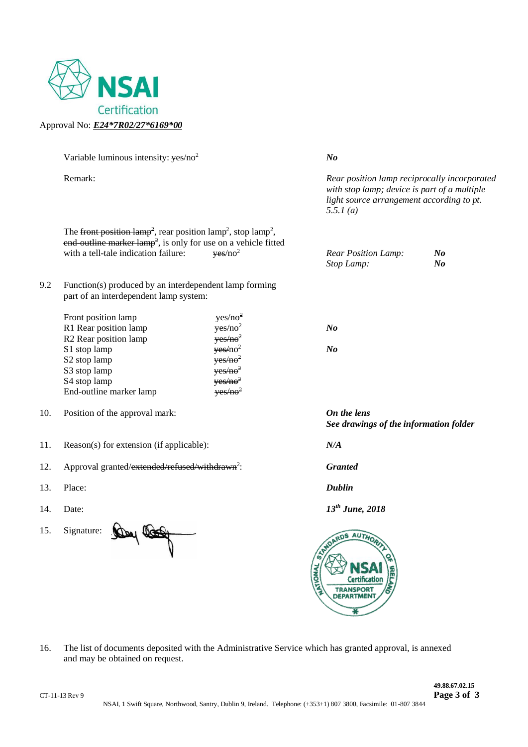NSAI Certification

Approval No: ***E24*7R02/27*6169*00***

| | | |
|---|---|---|
| | Variable luminous intensity: ~~yes~~/no[2] | ***No*** |
| | Remark: | *Rear position lamp reciprocally incorporated with stop lamp; device is part of a multiple light source arrangement according to pt. 5.5.1 (a)* |
| | The ~~front position lamp~~[2], rear position lamp[2], stop lamp[2], ~~end-outline marker lamp~~[2], is only for use on a vehicle fitted with a tell-tale indication failure: ~~yes~~/no[2] | *Rear Position Lamp:* ***No*** <br> *Stop Lamp:* ***No*** |
| 9.2 | Function(s) produced by an interdependent lamp forming part of an interdependent lamp system: | |
| | Front position lamp ~~yes/no~~[2] | |
| | R1 Rear position lamp ~~yes~~/no[2] | ***No*** |
| | R2 Rear position lamp ~~yes/no~~[2] | |
| | S1 stop lamp ~~yes~~/no[2] | ***No*** |
| | S2 stop lamp ~~yes/no~~[2] | |
| | S3 stop lamp ~~yes/no~~[2] | |
| | S4 stop lamp ~~yes/no~~[2] | |
| | End-outline marker lamp ~~yes/no~~[2] | |
| 10. | Position of the approval mark: | ***On the lens*** <br> ***See drawings of the information folder*** |
| 11. | Reason(s) for extension (if applicable): | ***N/A*** |
| 12. | Approval granted/~~extended/refused/withdrawn~~[2]: | ***Granted*** |
| 13. | Place: | ***Dublin*** |
| 14. | Date: | ***13th June, 2018*** |
| 15. | Signature: | |

NATIONAL STANDARDS AUTHORITY OF IRELAND — NSAI Certification — TRANSPORT DEPARTMENT

16. The list of documents deposited with the Administrative Service which has granted approval, is annexed and may be obtained on request.

CT-11-13 Rev 9

49.88.67.02.15

NSAI, 1 Swift Square, Northwood, Santry, Dublin 9, Ireland. Telephone: (+353+1) 807 3800, Facsimile: 01-807 3844